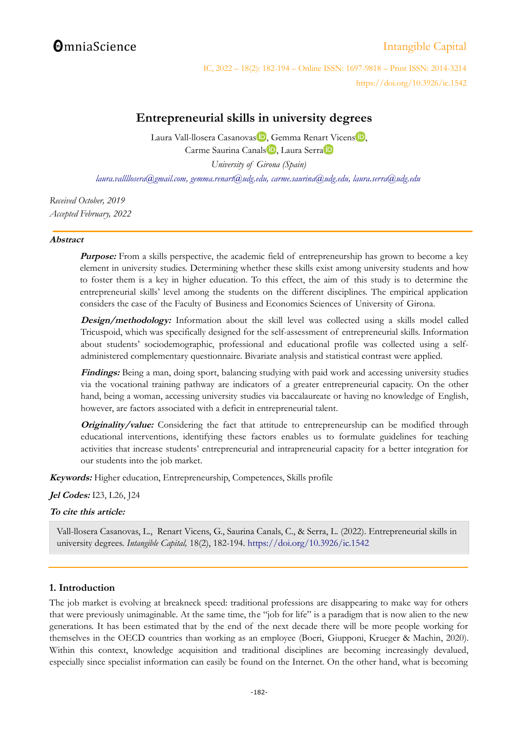# Entrepreneurial skills in university degrees

Laura Vall-llosera Casanovas, Gemma Renart Vicens, Carme Saurina Canals, Laura Serra

*University of Girona (Spain)*

*laura.vallllosera@gmail.com, gemma.renart@udg.edu, carme.saurina@udg.edu, laura.serra@udg.edu*

*Received October, 2019*
*Accepted February, 2022*

## Abstract

***Purpose:*** From a skills perspective, the academic field of entrepreneurship has grown to become a key element in university studies. Determining whether these skills exist among university students and how to foster them is a key in higher education. To this effect, the aim of this study is to determine the entrepreneurial skills' level among the students on the different disciplines. The empirical application considers the case of the Faculty of Business and Economics Sciences of University of Girona.

***Design/methodology:*** Information about the skill level was collected using a skills model called Tricuspoid, which was specifically designed for the self-assessment of entrepreneurial skills. Information about students' sociodemographic, professional and educational profile was collected using a self-administered complementary questionnaire. Bivariate analysis and statistical contrast were applied.

***Findings:*** Being a man, doing sport, balancing studying with paid work and accessing university studies via the vocational training pathway are indicators of a greater entrepreneurial capacity. On the other hand, being a woman, accessing university studies via baccalaureate or having no knowledge of English, however, are factors associated with a deficit in entrepreneurial talent.

***Originality/value:*** Considering the fact that attitude to entrepreneurship can be modified through educational interventions, identifying these factors enables us to formulate guidelines for teaching activities that increase students' entrepreneurial and intrapreneurial capacity for a better integration for our students into the job market.

***Keywords:*** Higher education, Entrepreneurship, Competences, Skills profile

***Jel Codes:*** I23, L26, J24

***To cite this article:***

Vall-llosera Casanovas, L., Renart Vicens, G., Saurina Canals, C., & Serra, L. (2022). Entrepreneurial skills in university degrees. *Intangible Capital,* 18(2), 182-194. https://doi.org/10.3926/ic.1542

## 1. Introduction

The job market is evolving at breakneck speed: traditional professions are disappearing to make way for others that were previously unimaginable. At the same time, the "job for life" is a paradigm that is now alien to the new generations. It has been estimated that by the end of the next decade there will be more people working for themselves in the OECD countries than working as an employee (Boeri, Giupponi, Krueger & Machin, 2020). Within this context, knowledge acquisition and traditional disciplines are becoming increasingly devalued, especially since specialist information can easily be found on the Internet. On the other hand, what is becoming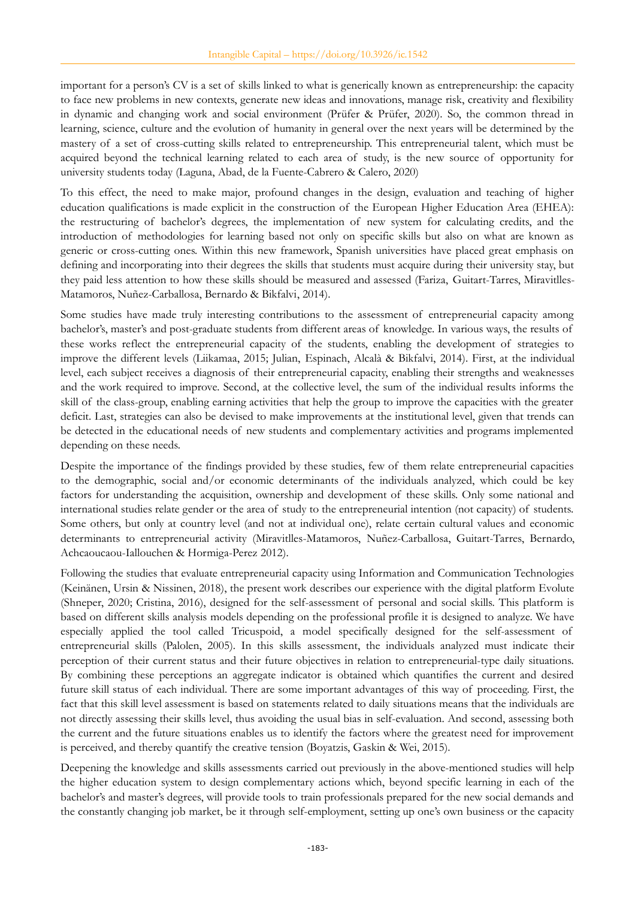important for a person's CV is a set of skills linked to what is generically known as entrepreneurship: the capacity to face new problems in new contexts, generate new ideas and innovations, manage risk, creativity and flexibility in dynamic and changing work and social environment (Prüfer & Prüfer, 2020). So, the common thread in learning, science, culture and the evolution of humanity in general over the next years will be determined by the mastery of a set of cross-cutting skills related to entrepreneurship. This entrepreneurial talent, which must be acquired beyond the technical learning related to each area of study, is the new source of opportunity for university students today (Laguna, Abad, de la Fuente-Cabrero & Calero, 2020)

To this effect, the need to make major, profound changes in the design, evaluation and teaching of higher education qualifications is made explicit in the construction of the European Higher Education Area (EHEA): the restructuring of bachelor's degrees, the implementation of new system for calculating credits, and the introduction of methodologies for learning based not only on specific skills but also on what are known as generic or cross-cutting ones. Within this new framework, Spanish universities have placed great emphasis on defining and incorporating into their degrees the skills that students must acquire during their university stay, but they paid less attention to how these skills should be measured and assessed (Fariza, Guitart-Tarres, Miravitlles-Matamoros, Nuñez-Carballosa, Bernardo & Bikfalvi, 2014).

Some studies have made truly interesting contributions to the assessment of entrepreneurial capacity among bachelor's, master's and post-graduate students from different areas of knowledge. In various ways, the results of these works reflect the entrepreneurial capacity of the students, enabling the development of strategies to improve the different levels (Liikamaa, 2015; Julian, Espinach, Alcalà & Bikfalvi, 2014). First, at the individual level, each subject receives a diagnosis of their entrepreneurial capacity, enabling their strengths and weaknesses and the work required to improve. Second, at the collective level, the sum of the individual results informs the skill of the class-group, enabling earning activities that help the group to improve the capacities with the greater deficit. Last, strategies can also be devised to make improvements at the institutional level, given that trends can be detected in the educational needs of new students and complementary activities and programs implemented depending on these needs.

Despite the importance of the findings provided by these studies, few of them relate entrepreneurial capacities to the demographic, social and/or economic determinants of the individuals analyzed, which could be key factors for understanding the acquisition, ownership and development of these skills. Only some national and international studies relate gender or the area of study to the entrepreneurial intention (not capacity) of students. Some others, but only at country level (and not at individual one), relate certain cultural values and economic determinants to entrepreneurial activity (Miravitlles-Matamoros, Nuñez-Carballosa, Guitart-Tarres, Bernardo, Achcaoucaou-Iallouchen & Hormiga-Perez 2012).

Following the studies that evaluate entrepreneurial capacity using Information and Communication Technologies (Keinänen, Ursin & Nissinen, 2018), the present work describes our experience with the digital platform Evolute (Shneper, 2020; Cristina, 2016), designed for the self-assessment of personal and social skills. This platform is based on different skills analysis models depending on the professional profile it is designed to analyze. We have especially applied the tool called Tricuspoid, a model specifically designed for the self-assessment of entrepreneurial skills (Palolen, 2005). In this skills assessment, the individuals analyzed must indicate their perception of their current status and their future objectives in relation to entrepreneurial-type daily situations. By combining these perceptions an aggregate indicator is obtained which quantifies the current and desired future skill status of each individual. There are some important advantages of this way of proceeding. First, the fact that this skill level assessment is based on statements related to daily situations means that the individuals are not directly assessing their skills level, thus avoiding the usual bias in self-evaluation. And second, assessing both the current and the future situations enables us to identify the factors where the greatest need for improvement is perceived, and thereby quantify the creative tension (Boyatzis, Gaskin & Wei, 2015).

Deepening the knowledge and skills assessments carried out previously in the above-mentioned studies will help the higher education system to design complementary actions which, beyond specific learning in each of the bachelor's and master's degrees, will provide tools to train professionals prepared for the new social demands and the constantly changing job market, be it through self-employment, setting up one's own business or the capacity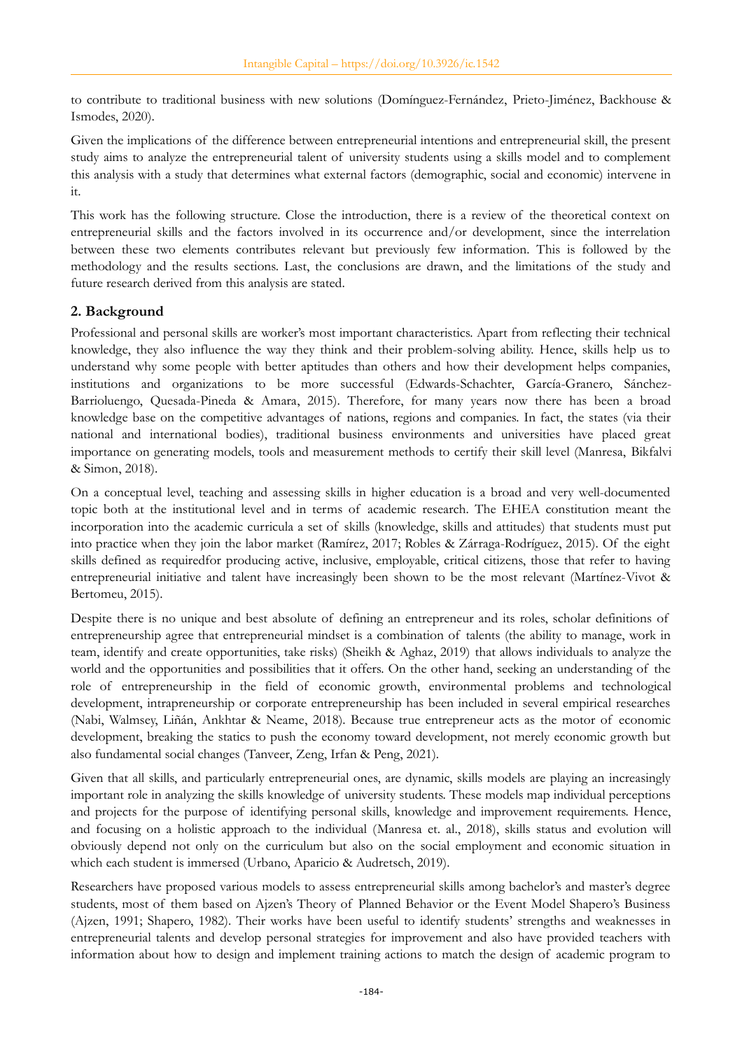to contribute to traditional business with new solutions (Domínguez-Fernández, Prieto-Jiménez, Backhouse & Ismodes, 2020).

Given the implications of the difference between entrepreneurial intentions and entrepreneurial skill, the present study aims to analyze the entrepreneurial talent of university students using a skills model and to complement this analysis with a study that determines what external factors (demographic, social and economic) intervene in it.

This work has the following structure. Close the introduction, there is a review of the theoretical context on entrepreneurial skills and the factors involved in its occurrence and/or development, since the interrelation between these two elements contributes relevant but previously few information. This is followed by the methodology and the results sections. Last, the conclusions are drawn, and the limitations of the study and future research derived from this analysis are stated.

## 2. Background

Professional and personal skills are worker's most important characteristics. Apart from reflecting their technical knowledge, they also influence the way they think and their problem-solving ability. Hence, skills help us to understand why some people with better aptitudes than others and how their development helps companies, institutions and organizations to be more successful (Edwards-Schachter, García-Granero, Sánchez-Barrioluengo, Quesada-Pineda & Amara, 2015). Therefore, for many years now there has been a broad knowledge base on the competitive advantages of nations, regions and companies. In fact, the states (via their national and international bodies), traditional business environments and universities have placed great importance on generating models, tools and measurement methods to certify their skill level (Manresa, Bikfalvi & Simon, 2018).

On a conceptual level, teaching and assessing skills in higher education is a broad and very well-documented topic both at the institutional level and in terms of academic research. The EHEA constitution meant the incorporation into the academic curricula a set of skills (knowledge, skills and attitudes) that students must put into practice when they join the labor market (Ramírez, 2017; Robles & Zárraga-Rodríguez, 2015). Of the eight skills defined as requiredfor producing active, inclusive, employable, critical citizens, those that refer to having entrepreneurial initiative and talent have increasingly been shown to be the most relevant (Martínez-Vivot & Bertomeu, 2015).

Despite there is no unique and best absolute of defining an entrepreneur and its roles, scholar definitions of entrepreneurship agree that entrepreneurial mindset is a combination of talents (the ability to manage, work in team, identify and create opportunities, take risks) (Sheikh & Aghaz, 2019) that allows individuals to analyze the world and the opportunities and possibilities that it offers. On the other hand, seeking an understanding of the role of entrepreneurship in the field of economic growth, environmental problems and technological development, intrapreneurship or corporate entrepreneurship has been included in several empirical researches (Nabi, Walmsey, Liñán, Ankhtar & Neame, 2018). Because true entrepreneur acts as the motor of economic development, breaking the statics to push the economy toward development, not merely economic growth but also fundamental social changes (Tanveer, Zeng, Irfan & Peng, 2021).

Given that all skills, and particularly entrepreneurial ones, are dynamic, skills models are playing an increasingly important role in analyzing the skills knowledge of university students. These models map individual perceptions and projects for the purpose of identifying personal skills, knowledge and improvement requirements. Hence, and focusing on a holistic approach to the individual (Manresa et. al., 2018), skills status and evolution will obviously depend not only on the curriculum but also on the social employment and economic situation in which each student is immersed (Urbano, Aparicio & Audretsch, 2019).

Researchers have proposed various models to assess entrepreneurial skills among bachelor's and master's degree students, most of them based on Ajzen's Theory of Planned Behavior or the Event Model Shapero's Business (Ajzen, 1991; Shapero, 1982). Their works have been useful to identify students' strengths and weaknesses in entrepreneurial talents and develop personal strategies for improvement and also have provided teachers with information about how to design and implement training actions to match the design of academic program to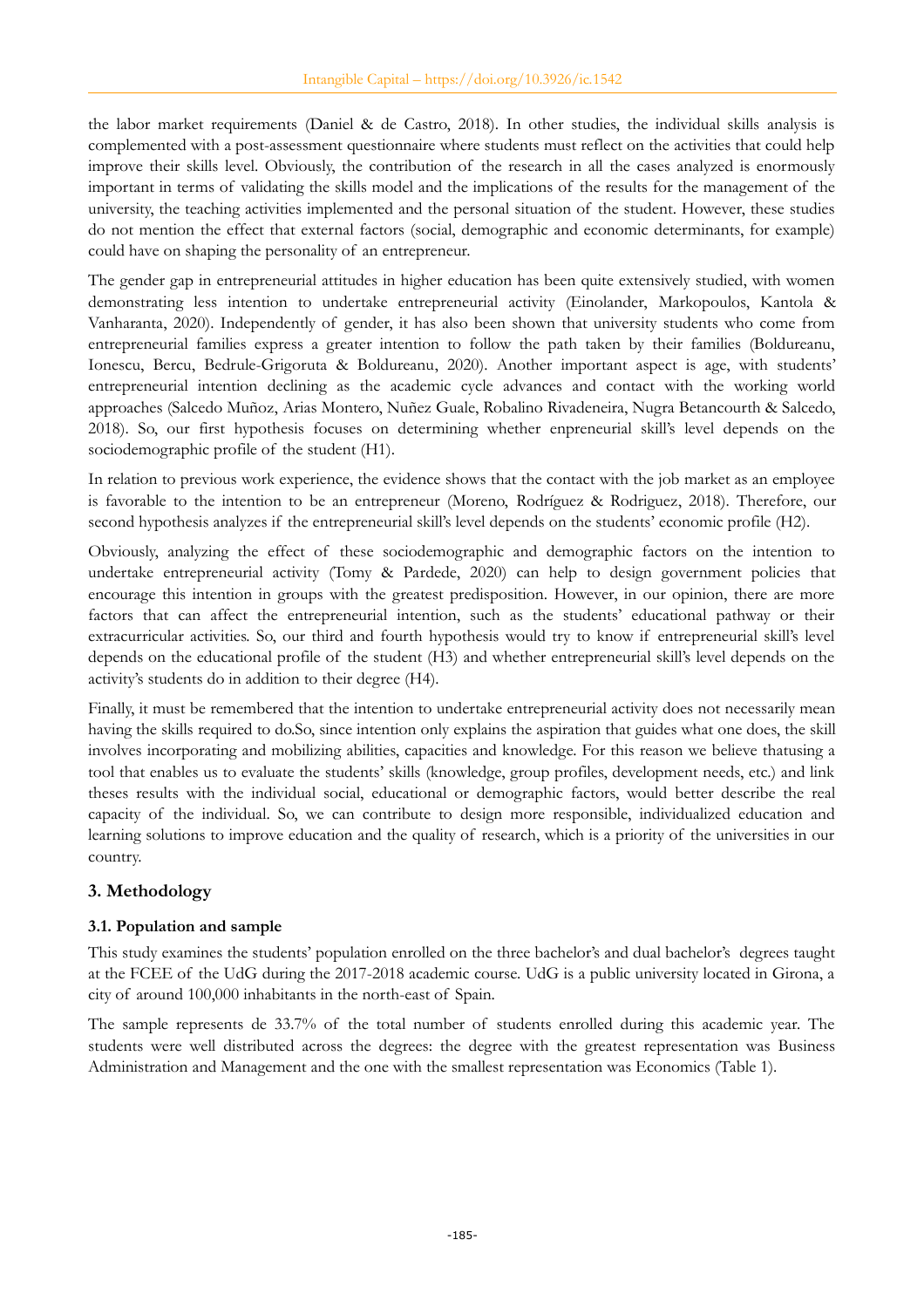the labor market requirements (Daniel & de Castro, 2018). In other studies, the individual skills analysis is complemented with a post-assessment questionnaire where students must reflect on the activities that could help improve their skills level. Obviously, the contribution of the research in all the cases analyzed is enormously important in terms of validating the skills model and the implications of the results for the management of the university, the teaching activities implemented and the personal situation of the student. However, these studies do not mention the effect that external factors (social, demographic and economic determinants, for example) could have on shaping the personality of an entrepreneur.

The gender gap in entrepreneurial attitudes in higher education has been quite extensively studied, with women demonstrating less intention to undertake entrepreneurial activity (Einolander, Markopoulos, Kantola & Vanharanta, 2020). Independently of gender, it has also been shown that university students who come from entrepreneurial families express a greater intention to follow the path taken by their families (Boldureanu, Ionescu, Bercu, Bedrule-Grigoruta & Boldureanu, 2020). Another important aspect is age, with students' entrepreneurial intention declining as the academic cycle advances and contact with the working world approaches (Salcedo Muñoz, Arias Montero, Nuñez Guale, Robalino Rivadeneira, Nugra Betancourth & Salcedo, 2018). So, our first hypothesis focuses on determining whether enpreneurial skill's level depends on the sociodemographic profile of the student (H1).

In relation to previous work experience, the evidence shows that the contact with the job market as an employee is favorable to the intention to be an entrepreneur (Moreno, Rodríguez & Rodriguez, 2018). Therefore, our second hypothesis analyzes if the entrepreneurial skill's level depends on the students' economic profile (H2).

Obviously, analyzing the effect of these sociodemographic and demographic factors on the intention to undertake entrepreneurial activity (Tomy & Pardede, 2020) can help to design government policies that encourage this intention in groups with the greatest predisposition. However, in our opinion, there are more factors that can affect the entrepreneurial intention, such as the students' educational pathway or their extracurricular activities. So, our third and fourth hypothesis would try to know if entrepreneurial skill's level depends on the educational profile of the student (H3) and whether entrepreneurial skill's level depends on the activity's students do in addition to their degree (H4).

Finally, it must be remembered that the intention to undertake entrepreneurial activity does not necessarily mean having the skills required to do.So, since intention only explains the aspiration that guides what one does, the skill involves incorporating and mobilizing abilities, capacities and knowledge. For this reason we believe thatusing a tool that enables us to evaluate the students' skills (knowledge, group profiles, development needs, etc.) and link theses results with the individual social, educational or demographic factors, would better describe the real capacity of the individual. So, we can contribute to design more responsible, individualized education and learning solutions to improve education and the quality of research, which is a priority of the universities in our country.

## 3. Methodology

### 3.1. Population and sample

This study examines the students' population enrolled on the three bachelor's and dual bachelor's degrees taught at the FCEE of the UdG during the 2017-2018 academic course. UdG is a public university located in Girona, a city of around 100,000 inhabitants in the north-east of Spain.

The sample represents de 33.7% of the total number of students enrolled during this academic year. The students were well distributed across the degrees: the degree with the greatest representation was Business Administration and Management and the one with the smallest representation was Economics (Table 1).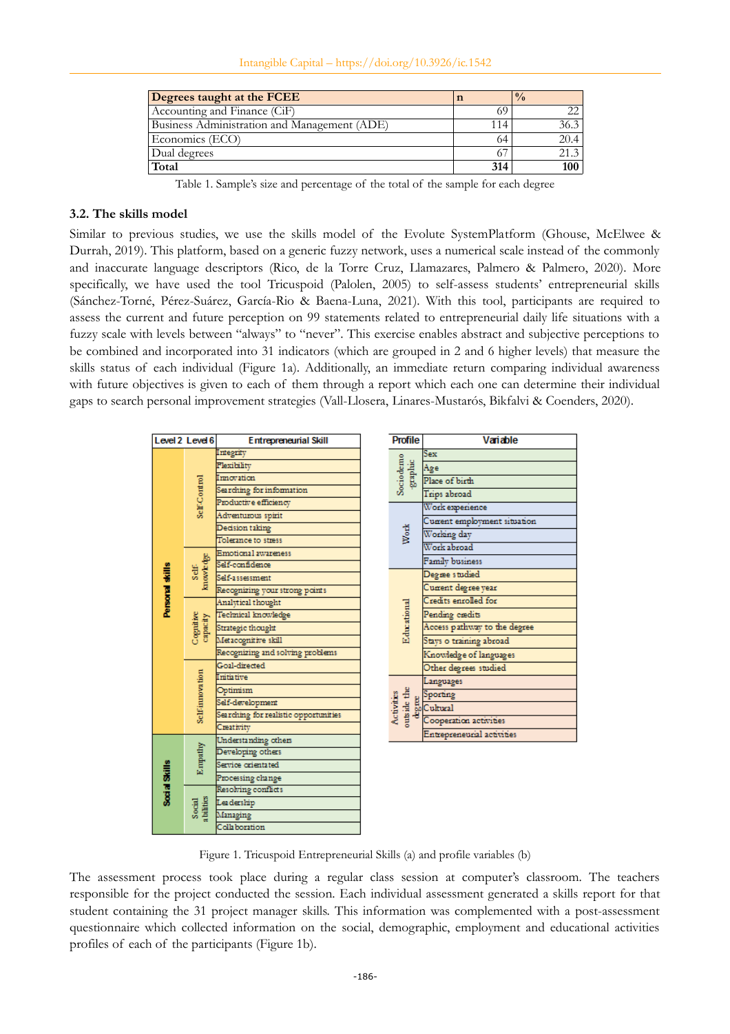| Degrees taught at the FCEE | n | % |
|---|---|---|
| Accounting and Finance (CiF) | 69 | 22 |
| Business Administration and Management (ADE) | 114 | 36.3 |
| Economics (ECO) | 64 | 20.4 |
| Dual degrees | 67 | 21.3 |
| **Total** | **314** | **100** |

Table 1. Sample's size and percentage of the total of the sample for each degree

### 3.2. The skills model

Similar to previous studies, we use the skills model of the Evolute SystemPlatform (Ghouse, McElwee & Durrah, 2019). This platform, based on a generic fuzzy network, uses a numerical scale instead of the commonly and inaccurate language descriptors (Rico, de la Torre Cruz, Llamazares, Palmero & Palmero, 2020). More specifically, we have used the tool Tricuspoid (Palolen, 2005) to self-assess students' entrepreneurial skills (Sánchez-Torné, Pérez-Suárez, García-Rio & Baena-Luna, 2021). With this tool, participants are required to assess the current and future perception on 99 statements related to entrepreneurial daily life situations with a fuzzy scale with levels between "always" to "never". This exercise enables abstract and subjective perceptions to be combined and incorporated into 31 indicators (which are grouped in 2 and 6 higher levels) that measure the skills status of each individual (Figure 1a). Additionally, an immediate return comparing individual awareness with future objectives is given to each of them through a report which each one can determine their individual gaps to search personal improvement strategies (Vall-Llosera, Linares-Mustarós, Bikfalvi & Coenders, 2020).

| Level 2 | Level 6 | Entrepreneurial Skill |
|---|---|---|
| Personal skills | Self-Control | Integrity |
| | | Flexibility |
| | | Innovation |
| | | Searching for information |
| | | Productive efficiency |
| | | Adventurous spirit |
| | | Decision taking |
| | | Tolerance to stress |
| | Self-knowledge | Emotional awareness |
| | | Self-confidence |
| | | Self-assessment |
| | | Recognizing your strong points |
| | Cognitive capacity | Analytical thought |
| | | Technical knowledge |
| | | Strategic thought |
| | | Metacognitive skill |
| | | Recognizing and solving problems |
| | Self-innovation | Goal-directed |
| | | Initiative |
| | | Optimism |
| | | Self-development |
| | | Searching for realistic opportunities |
| | | Creativity |
| Social Skills | Empathy | Understanding others |
| | | Developing others |
| | | Service orientated |
| | | Processing change |
| | Social abilities | Resolving conflicts |
| | | Leadership |
| | | Managing |
| | | Collaboration |

| Profile | Variable |
|---|---|
| Sociodemographic | Sex |
| | Age |
| | Place of birth |
| | Trips abroad |
| Work | Work experience |
| | Current employment situation |
| | Working day |
| | Work abroad |
| | Family business |
| Educational | Degree studied |
| | Current degree year |
| | Credits enrolled for |
| | Pending credits |
| | Access pathway to the degree |
| | Stays o training abroad |
| | Knowledge of languages |
| | Other degrees studied |
| Activities outside the degree | Languages |
| | Sporting |
| | Cultural |
| | Cooperation activities |
| | Entrepreneurial activities |

Figure 1. Tricuspoid Entrepreneurial Skills (a) and profile variables (b)

The assessment process took place during a regular class session at computer's classroom. The teachers responsible for the project conducted the session. Each individual assessment generated a skills report for that student containing the 31 project manager skills. This information was complemented with a post-assessment questionnaire which collected information on the social, demographic, employment and educational activities profiles of each of the participants (Figure 1b).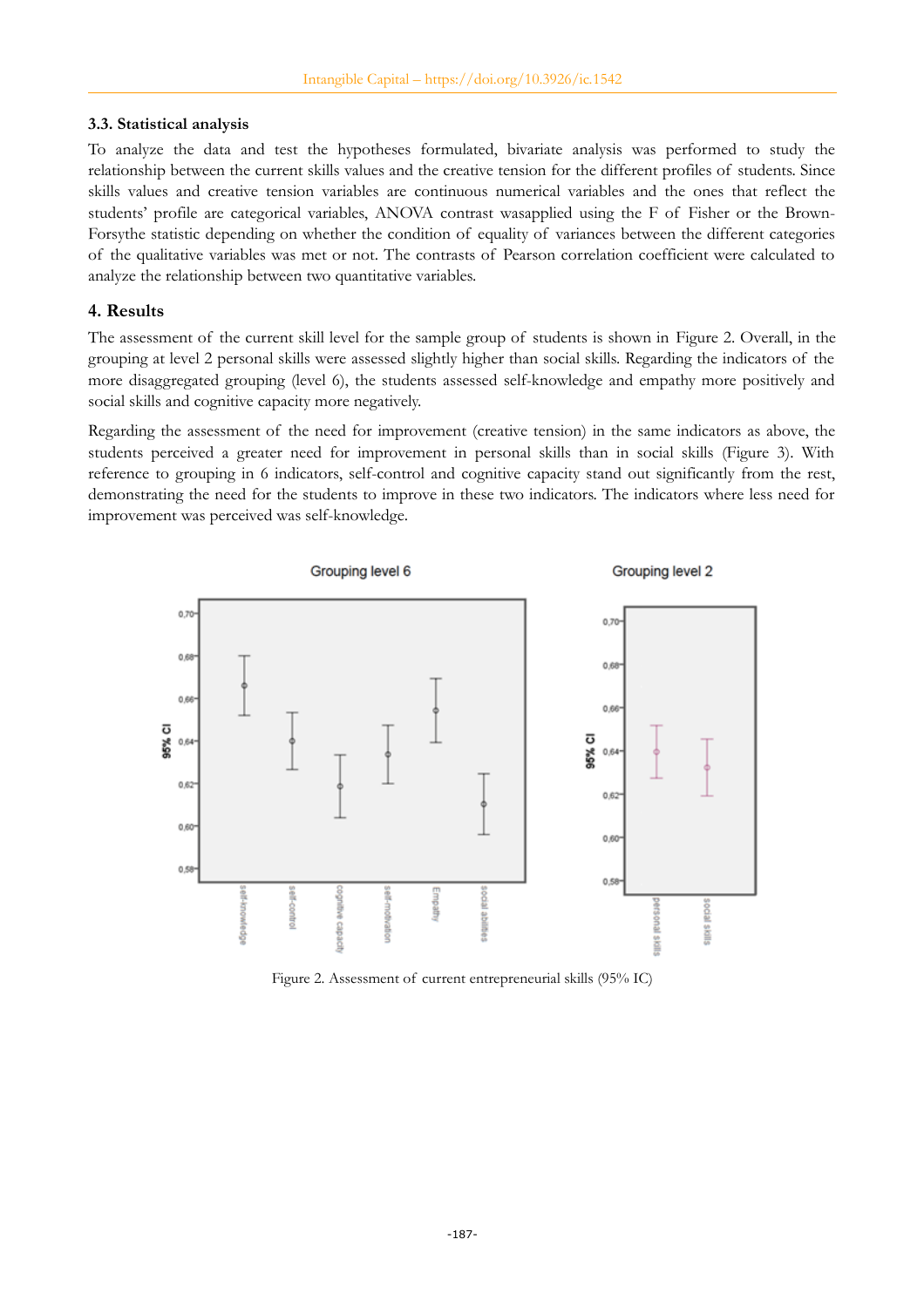### 3.3. Statistical analysis

To analyze the data and test the hypotheses formulated, bivariate analysis was performed to study the relationship between the current skills values and the creative tension for the different profiles of students. Since skills values and creative tension variables are continuous numerical variables and the ones that reflect the students' profile are categorical variables, ANOVA contrast wasapplied using the F of Fisher or the Brown-Forsythe statistic depending on whether the condition of equality of variances between the different categories of the qualitative variables was met or not. The contrasts of Pearson correlation coefficient were calculated to analyze the relationship between two quantitative variables.

## 4. Results

The assessment of the current skill level for the sample group of students is shown in Figure 2. Overall, in the grouping at level 2 personal skills were assessed slightly higher than social skills. Regarding the indicators of the more disaggregated grouping (level 6), the students assessed self-knowledge and empathy more positively and social skills and cognitive capacity more negatively.

Regarding the assessment of the need for improvement (creative tension) in the same indicators as above, the students perceived a greater need for improvement in personal skills than in social skills (Figure 3). With reference to grouping in 6 indicators, self-control and cognitive capacity stand out significantly from the rest, demonstrating the need for the students to improve in these two indicators. The indicators where less need for improvement was perceived was self-knowledge.

Grouping level 6

95% CI

0,70
0,68
0,66
0,64
0,62
0,60
0,58

self-knowledge
self-control
cognitive capacity
self-motivation
Empathy
social abilities

Grouping level 2

95% CI

0,70
0,68
0,66
0,64
0,62
0,60
0,58

personal skills
social skills

Figure 2. Assessment of current entrepreneurial skills (95% IC)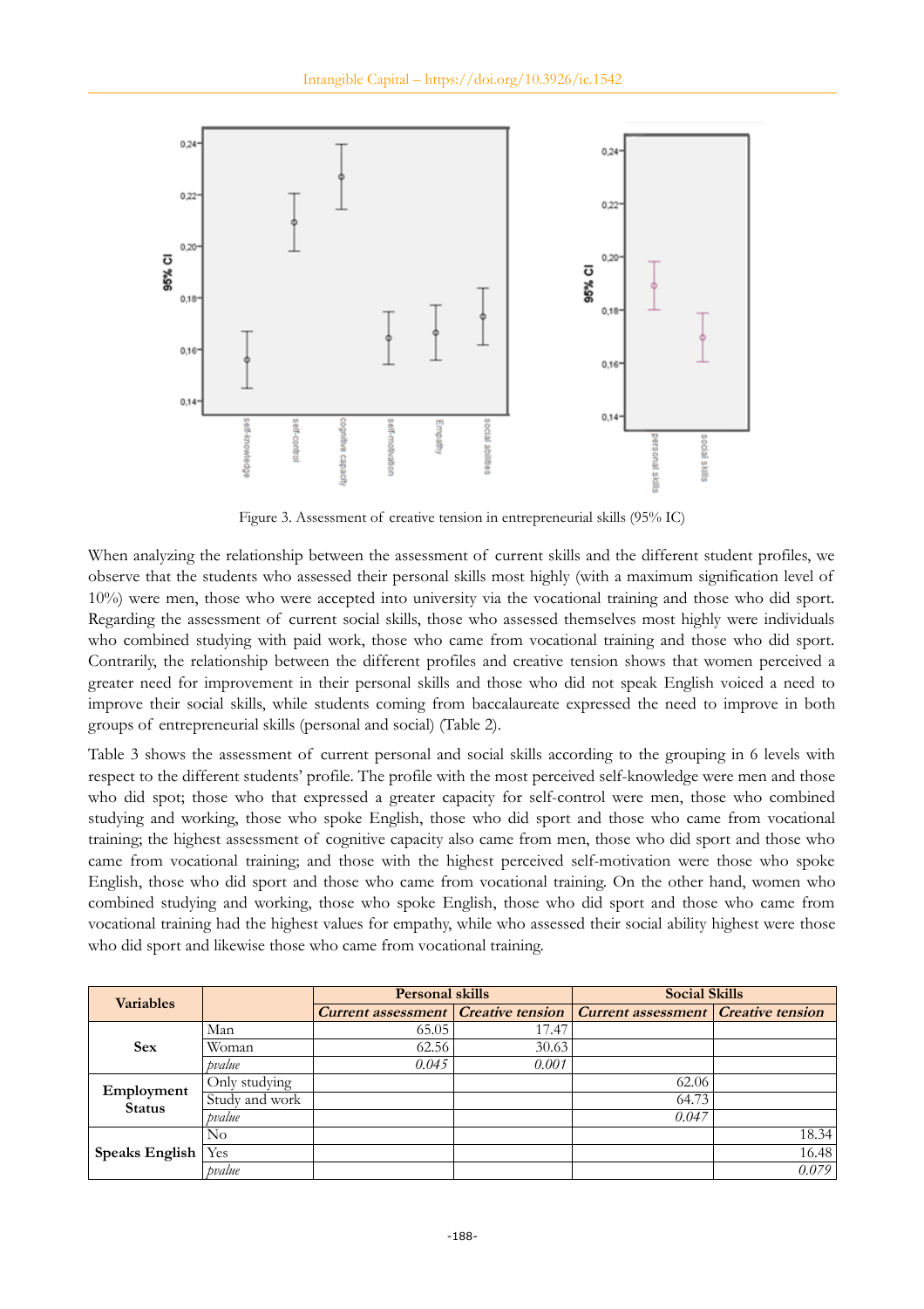0,24
0,22
0,20
0,18
0,16
0,14

95% CI

self-knowledge
self-control
cognitive capacity
self-motivation
Empathy
social abilities

0,24
0,22
0,20
0,18
0,16
0,14

95% CI

personal skills
social skills

Figure 3. Assessment of creative tension in entrepreneurial skills (95% IC)

When analyzing the relationship between the assessment of current skills and the different student profiles, we observe that the students who assessed their personal skills most highly (with a maximum signification level of 10%) were men, those who were accepted into university via the vocational training and those who did sport. Regarding the assessment of current social skills, those who assessed themselves most highly were individuals who combined studying with paid work, those who came from vocational training and those who did sport. Contrarily, the relationship between the different profiles and creative tension shows that women perceived a greater need for improvement in their personal skills and those who did not speak English voiced a need to improve their social skills, while students coming from baccalaureate expressed the need to improve in both groups of entrepreneurial skills (personal and social) (Table 2).

Table 3 shows the assessment of current personal and social skills according to the grouping in 6 levels with respect to the different students' profile. The profile with the most perceived self-knowledge were men and those who did spot; those who that expressed a greater capacity for self-control were men, those who combined studying and working, those who spoke English, those who did sport and those who came from vocational training; the highest assessment of cognitive capacity also came from men, those who did sport and those who came from vocational training; and those with the highest perceived self-motivation were those who spoke English, those who did sport and those who came from vocational training. On the other hand, women who combined studying and working, those who spoke English, those who did sport and those who came from vocational training had the highest values for empathy, while who assessed their social ability highest were those who did sport and likewise those who came from vocational training.

| Variables | | Personal skills | | Social Skills | |
|---|---|---|---|---|---|
| | | *Current assessment* | *Creative tension* | *Current assessment* | *Creative tension* |
| **Sex** | Man | 65.05 | 17.47 | | |
| | Woman | 62.56 | 30.63 | | |
| | *pvalue* | *0.045* | *0.001* | | |
| **Employment Status** | Only studying | | | 62.06 | |
| | Study and work | | | 64.73 | |
| | *pvalue* | | | *0.047* | |
| **Speaks English** | No | | | | 18.34 |
| | Yes | | | | 16.48 |
| | *pvalue* | | | | *0.079* |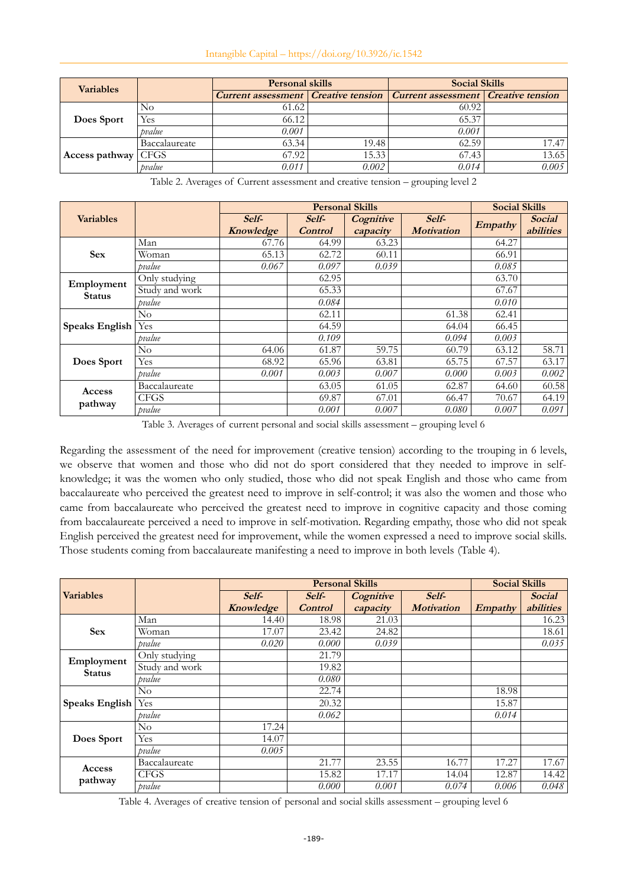| Variables | | Personal skills | | Social Skills | |
|---|---|---|---|---|---|
| | | *Current assessment* | *Creative tension* | *Current assessment* | *Creative tension* |
| **Does Sport** | No | 61.62 | | 60.92 | |
| | Yes | 66.12 | | 65.37 | |
| | *pvalue* | *0.001* | | *0.001* | |
| **Access pathway** | Baccalaureate | 63.34 | 19.48 | 62.59 | 17.47 |
| | CFGS | 67.92 | 15.33 | 67.43 | 13.65 |
| | *pvalue* | *0.011* | *0.002* | *0.014* | *0.005* |

Table 2. Averages of Current assessment and creative tension – grouping level 2

| Variables | | Personal Skills | | | | Social Skills | |
|---|---|---|---|---|---|---|---|
| | | *Self-Knowledge* | *Self-Control* | *Cognitive capacity* | *Self-Motivation* | *Empathy* | *Social abilities* |
| **Sex** | Man | 67.76 | 64.99 | 63.23 | | 64.27 | |
| | Woman | 65.13 | 62.72 | 60.11 | | 66.91 | |
| | *pvalue* | *0.067* | *0.097* | *0.039* | | *0.085* | |
| **Employment Status** | Only studying | | 62.95 | | | 63.70 | |
| | Study and work | | 65.33 | | | 67.67 | |
| | *pvalue* | | *0.084* | | | *0.010* | |
| **Speaks English** | No | | 62.11 | | 61.38 | 62.41 | |
| | Yes | | 64.59 | | 64.04 | 66.45 | |
| | *pvalue* | | *0.109* | | *0.094* | *0.003* | |
| **Does Sport** | No | 64.06 | 61.87 | 59.75 | 60.79 | 63.12 | 58.71 |
| | Yes | 68.92 | 65.96 | 63.81 | 65.75 | 67.57 | 63.17 |
| | *pvalue* | *0.001* | *0.003* | *0.007* | *0.000* | *0.003* | *0.002* |
| **Access pathway** | Baccalaureate | | 63.05 | 61.05 | 62.87 | 64.60 | 60.58 |
| | CFGS | | 69.87 | 67.01 | 66.47 | 70.67 | 64.19 |
| | *pvalue* | | *0.001* | *0.007* | *0.080* | *0.007* | *0.091* |

Table 3. Averages of current personal and social skills assessment – grouping level 6

Regarding the assessment of the need for improvement (creative tension) according to the trouping in 6 levels, we observe that women and those who did not do sport considered that they needed to improve in self-knowledge; it was the women who only studied, those who did not speak English and those who came from baccalaureate who perceived the greatest need to improve in self-control; it was also the women and those who came from baccalaureate who perceived the greatest need to improve in cognitive capacity and those coming from baccalaureate perceived a need to improve in self-motivation. Regarding empathy, those who did not speak English perceived the greatest need for improvement, while the women expressed a need to improve social skills. Those students coming from baccalaureate manifesting a need to improve in both levels (Table 4).

| Variables | | Personal Skills | | | | Social Skills | |
|---|---|---|---|---|---|---|---|
| | | *Self-Knowledge* | *Self-Control* | *Cognitive capacity* | *Self-Motivation* | *Empathy* | *Social abilities* |
| **Sex** | Man | 14.40 | 18.98 | 21.03 | | | 16.23 |
| | Woman | 17.07 | 23.42 | 24.82 | | | 18.61 |
| | *pvalue* | *0.020* | *0.000* | *0.039* | | | *0.035* |
| **Employment Status** | Only studying | | 21.79 | | | | |
| | Study and work | | 19.82 | | | | |
| | *pvalue* | | *0.080* | | | | |
| **Speaks English** | No | | 22.74 | | | 18.98 | |
| | Yes | | 20.32 | | | 15.87 | |
| | *pvalue* | | *0.062* | | | *0.014* | |
| **Does Sport** | No | 17.24 | | | | | |
| | Yes | 14.07 | | | | | |
| | *pvalue* | *0.005* | | | | | |
| **Access pathway** | Baccalaureate | | 21.77 | 23.55 | 16.77 | 17.27 | 17.67 |
| | CFGS | | 15.82 | 17.17 | 14.04 | 12.87 | 14.42 |
| | *pvalue* | | *0.000* | *0.001* | *0.074* | *0.006* | *0.048* |

Table 4. Averages of creative tension of personal and social skills assessment – grouping level 6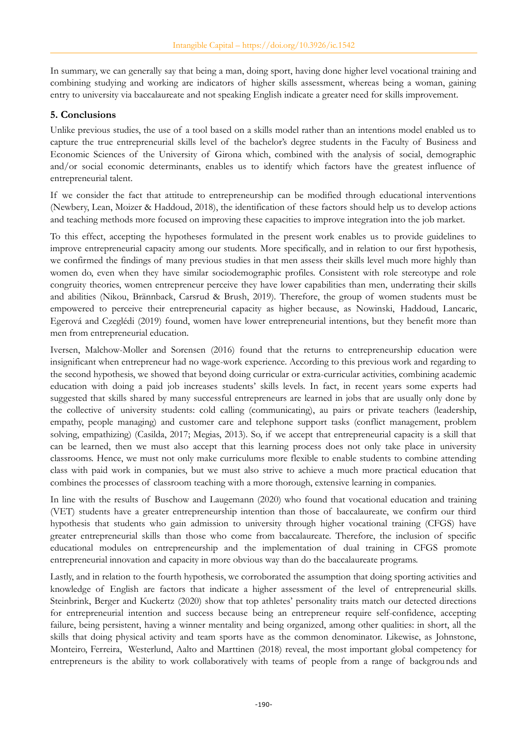In summary, we can generally say that being a man, doing sport, having done higher level vocational training and combining studying and working are indicators of higher skills assessment, whereas being a woman, gaining entry to university via baccalaureate and not speaking English indicate a greater need for skills improvement.

## 5. Conclusions

Unlike previous studies, the use of a tool based on a skills model rather than an intentions model enabled us to capture the true entrepreneurial skills level of the bachelor's degree students in the Faculty of Business and Economic Sciences of the University of Girona which, combined with the analysis of social, demographic and/or social economic determinants, enables us to identify which factors have the greatest influence of entrepreneurial talent.

If we consider the fact that attitude to entrepreneurship can be modified through educational interventions (Newbery, Lean, Moizer & Haddoud, 2018), the identification of these factors should help us to develop actions and teaching methods more focused on improving these capacities to improve integration into the job market.

To this effect, accepting the hypotheses formulated in the present work enables us to provide guidelines to improve entrepreneurial capacity among our students. More specifically, and in relation to our first hypothesis, we confirmed the findings of many previous studies in that men assess their skills level much more highly than women do, even when they have similar sociodemographic profiles. Consistent with role stereotype and role congruity theories, women entrepreneur perceive they have lower capabilities than men, underrating their skills and abilities (Nikou, Brännback, Carsrud & Brush, 2019). Therefore, the group of women students must be empowered to perceive their entrepreneurial capacity as higher because, as Nowinski, Haddoud, Lancaric, Egerová and Czeglédi (2019) found, women have lower entrepreneurial intentions, but they benefit more than men from entrepreneurial education.

Iversen, Malchow-Moller and Sorensen (2016) found that the returns to entrepreneurship education were insignificant when entrepreneur had no wage-work experience. According to this previous work and regarding to the second hypothesis, we showed that beyond doing curricular or extra-curricular activities, combining academic education with doing a paid job increases students' skills levels. In fact, in recent years some experts had suggested that skills shared by many successful entrepreneurs are learned in jobs that are usually only done by the collective of university students: cold calling (communicating), au pairs or private teachers (leadership, empathy, people managing) and customer care and telephone support tasks (conflict management, problem solving, empathizing) (Casilda, 2017; Megias, 2013). So, if we accept that entrepreneurial capacity is a skill that can be learned, then we must also accept that this learning process does not only take place in university classrooms. Hence, we must not only make curriculums more flexible to enable students to combine attending class with paid work in companies, but we must also strive to achieve a much more practical education that combines the processes of classroom teaching with a more thorough, extensive learning in companies.

In line with the results of Buschow and Laugemann (2020) who found that vocational education and training (VET) students have a greater entrepreneurship intention than those of baccalaureate, we confirm our third hypothesis that students who gain admission to university through higher vocational training (CFGS) have greater entrepreneurial skills than those who come from baccalaureate. Therefore, the inclusion of specific educational modules on entrepreneurship and the implementation of dual training in CFGS promote entrepreneurial innovation and capacity in more obvious way than do the baccalaureate programs.

Lastly, and in relation to the fourth hypothesis, we corroborated the assumption that doing sporting activities and knowledge of English are factors that indicate a higher assessment of the level of entrepreneurial skills. Steinbrink, Berger and Kuckertz (2020) show that top athletes' personality traits match our detected directions for entrepreneurial intention and success because being an entrepreneur require self-confidence, accepting failure, being persistent, having a winner mentality and being organized, among other qualities: in short, all the skills that doing physical activity and team sports have as the common denominator. Likewise, as Johnstone, Monteiro, Ferreira, Westerlund, Aalto and Marttinen (2018) reveal, the most important global competency for entrepreneurs is the ability to work collaboratively with teams of people from a range of backgrounds and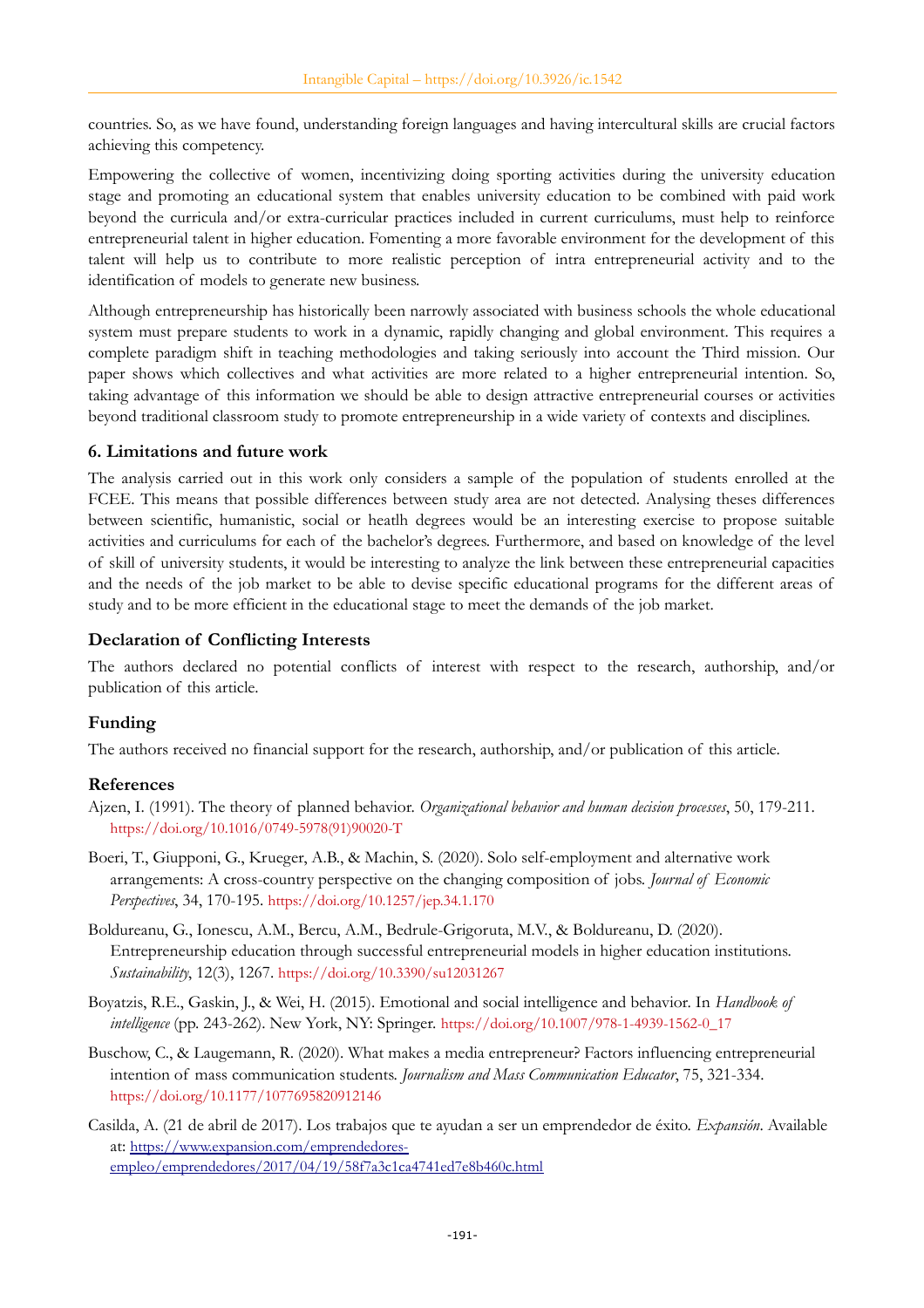countries. So, as we have found, understanding foreign languages and having intercultural skills are crucial factors achieving this competency.

Empowering the collective of women, incentivizing doing sporting activities during the university education stage and promoting an educational system that enables university education to be combined with paid work beyond the curricula and/or extra-curricular practices included in current curriculums, must help to reinforce entrepreneurial talent in higher education. Fomenting a more favorable environment for the development of this talent will help us to contribute to more realistic perception of intra entrepreneurial activity and to the identification of models to generate new business.

Although entrepreneurship has historically been narrowly associated with business schools the whole educational system must prepare students to work in a dynamic, rapidly changing and global environment. This requires a complete paradigm shift in teaching methodologies and taking seriously into account the Third mission. Our paper shows which collectives and what activities are more related to a higher entrepreneurial intention. So, taking advantage of this information we should be able to design attractive entrepreneurial courses or activities beyond traditional classroom study to promote entrepreneurship in a wide variety of contexts and disciplines.

## 6. Limitations and future work

The analysis carried out in this work only considers a sample of the population of students enrolled at the FCEE. This means that possible differences between study area are not detected. Analysing theses differences between scientific, humanistic, social or heatlh degrees would be an interesting exercise to propose suitable activities and curriculums for each of the bachelor's degrees. Furthermore, and based on knowledge of the level of skill of university students, it would be interesting to analyze the link between these entrepreneurial capacities and the needs of the job market to be able to devise specific educational programs for the different areas of study and to be more efficient in the educational stage to meet the demands of the job market.

## Declaration of Conflicting Interests

The authors declared no potential conflicts of interest with respect to the research, authorship, and/or publication of this article.

## Funding

The authors received no financial support for the research, authorship, and/or publication of this article.

## References

Ajzen, I. (1991). The theory of planned behavior. *Organizational behavior and human decision processes*, 50, 179-211. https://doi.org/10.1016/0749-5978(91)90020-T

Boeri, T., Giupponi, G., Krueger, A.B., & Machin, S. (2020). Solo self-employment and alternative work arrangements: A cross-country perspective on the changing composition of jobs. *Journal of Economic Perspectives*, 34, 170-195. https://doi.org/10.1257/jep.34.1.170

Boldureanu, G., Ionescu, A.M., Bercu, A.M., Bedrule-Grigoruta, M.V., & Boldureanu, D. (2020). Entrepreneurship education through successful entrepreneurial models in higher education institutions. *Sustainability*, 12(3), 1267. https://doi.org/10.3390/su12031267

Boyatzis, R.E., Gaskin, J., & Wei, H. (2015). Emotional and social intelligence and behavior. In *Handbook of intelligence* (pp. 243-262). New York, NY: Springer. https://doi.org/10.1007/978-1-4939-1562-0_17

Buschow, C., & Laugemann, R. (2020). What makes a media entrepreneur? Factors influencing entrepreneurial intention of mass communication students. *Journalism and Mass Communication Educator*, 75, 321-334. https://doi.org/10.1177/1077695820912146

Casilda, A. (21 de abril de 2017). Los trabajos que te ayudan a ser un emprendedor de éxito. *Expansión*. Available at: https://www.expansion.com/emprendedores-empleo/emprendedores/2017/04/19/58f7a3c1ca4741ed7e8b460c.html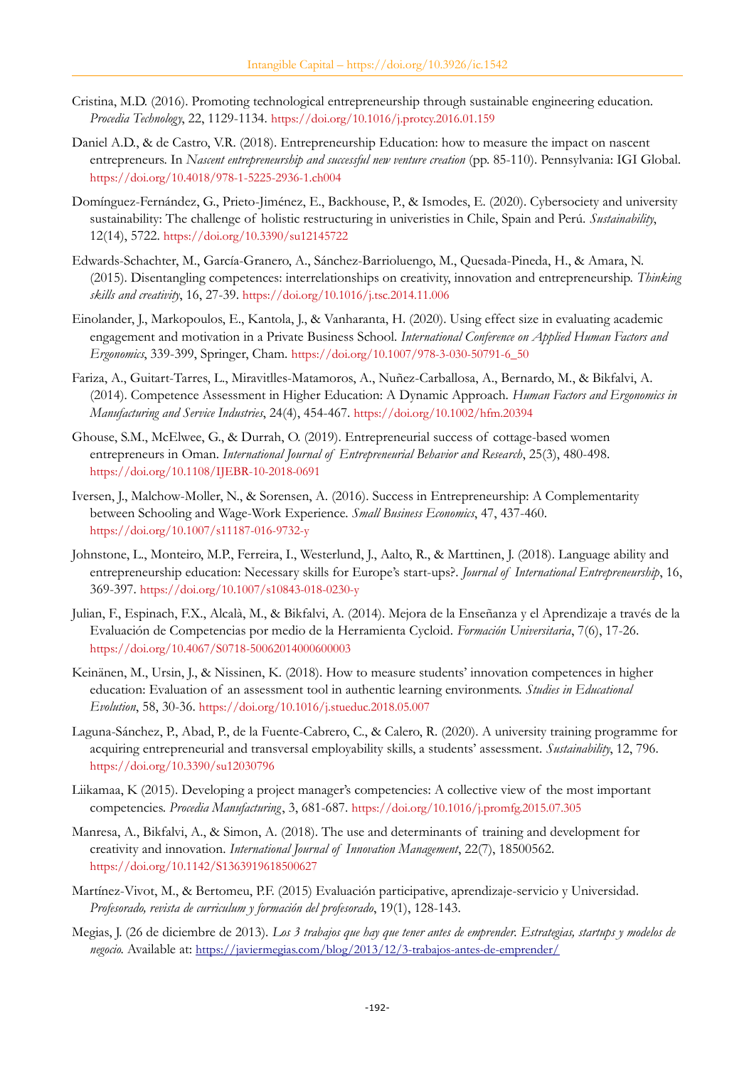Cristina, M.D. (2016). Promoting technological entrepreneurship through sustainable engineering education. *Procedia Technology*, 22, 1129-1134. https://doi.org/10.1016/j.protcy.2016.01.159

Daniel A.D., & de Castro, V.R. (2018). Entrepreneurship Education: how to measure the impact on nascent entrepreneurs. In *Nascent entrepreneurship and successful new venture creation* (pp. 85-110). Pennsylvania: IGI Global. https://doi.org/10.4018/978-1-5225-2936-1.ch004

Domínguez-Fernández, G., Prieto-Jiménez, E., Backhouse, P., & Ismodes, E. (2020). Cybersociety and university sustainability: The challenge of holistic restructuring in univeristies in Chile, Spain and Perú. *Sustainability*, 12(14), 5722. https://doi.org/10.3390/su12145722

Edwards-Schachter, M., García-Granero, A., Sánchez-Barrioluengo, M., Quesada-Pineda, H., & Amara, N. (2015). Disentangling competences: interrelationships on creativity, innovation and entrepreneurship. *Thinking skills and creativity*, 16, 27-39. https://doi.org/10.1016/j.tsc.2014.11.006

Einolander, J., Markopoulos, E., Kantola, J., & Vanharanta, H. (2020). Using effect size in evaluating academic engagement and motivation in a Private Business School. *International Conference on Applied Human Factors and Ergonomics*, 339-399, Springer, Cham. https://doi.org/10.1007/978-3-030-50791-6_50

Fariza, A., Guitart-Tarres, L., Miravitlles-Matamoros, A., Nuñez-Carballosa, A., Bernardo, M., & Bikfalvi, A. (2014). Competence Assessment in Higher Education: A Dynamic Approach. *Human Factors and Ergonomics in Manufacturing and Service Industries*, 24(4), 454-467. https://doi.org/10.1002/hfm.20394

Ghouse, S.M., McElwee, G., & Durrah, O. (2019). Entrepreneurial success of cottage-based women entrepreneurs in Oman. *International Journal of Entrepreneurial Behavior and Research*, 25(3), 480-498. https://doi.org/10.1108/IJEBR-10-2018-0691

Iversen, J., Malchow-Moller, N., & Sorensen, A. (2016). Success in Entrepreneurship: A Complementarity between Schooling and Wage-Work Experience. *Small Business Economics*, 47, 437-460. https://doi.org/10.1007/s11187-016-9732-y

Johnstone, L., Monteiro, M.P., Ferreira, I., Westerlund, J., Aalto, R., & Marttinen, J. (2018). Language ability and entrepreneurship education: Necessary skills for Europe's start-ups?. *Journal of International Entrepreneurship*, 16, 369-397. https://doi.org/10.1007/s10843-018-0230-y

Julian, F., Espinach, F.X., Alcalà, M., & Bikfalvi, A. (2014). Mejora de la Enseñanza y el Aprendizaje a través de la Evaluación de Competencias por medio de la Herramienta Cycloid. *Formación Universitaria*, 7(6), 17-26. https://doi.org/10.4067/S0718-50062014000600003

Keinänen, M., Ursin, J., & Nissinen, K. (2018). How to measure students' innovation competences in higher education: Evaluation of an assessment tool in authentic learning environments. *Studies in Educational Evolution*, 58, 30-36. https://doi.org/10.1016/j.stueduc.2018.05.007

Laguna-Sánchez, P., Abad, P., de la Fuente-Cabrero, C., & Calero, R. (2020). A university training programme for acquiring entrepreneurial and transversal employability skills, a students' assessment. *Sustainability*, 12, 796. https://doi.org/10.3390/su12030796

Liikamaa, K (2015). Developing a project manager's competencies: A collective view of the most important competencies. *Procedia Manufacturing*, 3, 681-687. https://doi.org/10.1016/j.promfg.2015.07.305

Manresa, A., Bikfalvi, A., & Simon, A. (2018). The use and determinants of training and development for creativity and innovation. *International Journal of Innovation Management*, 22(7), 18500562. https://doi.org/10.1142/S1363919618500627

Martínez-Vivot, M., & Bertomeu, P.F. (2015) Evaluación participative, aprendizaje-servicio y Universidad. *Profesorado, revista de curriculum y formación del profesorado*, 19(1), 128-143.

Megias, J. (26 de diciembre de 2013). *Los 3 trabajos que hay que tener antes de emprender. Estrategias, startups y modelos de negocio.* Available at: https://javiermegias.com/blog/2013/12/3-trabajos-antes-de-emprender/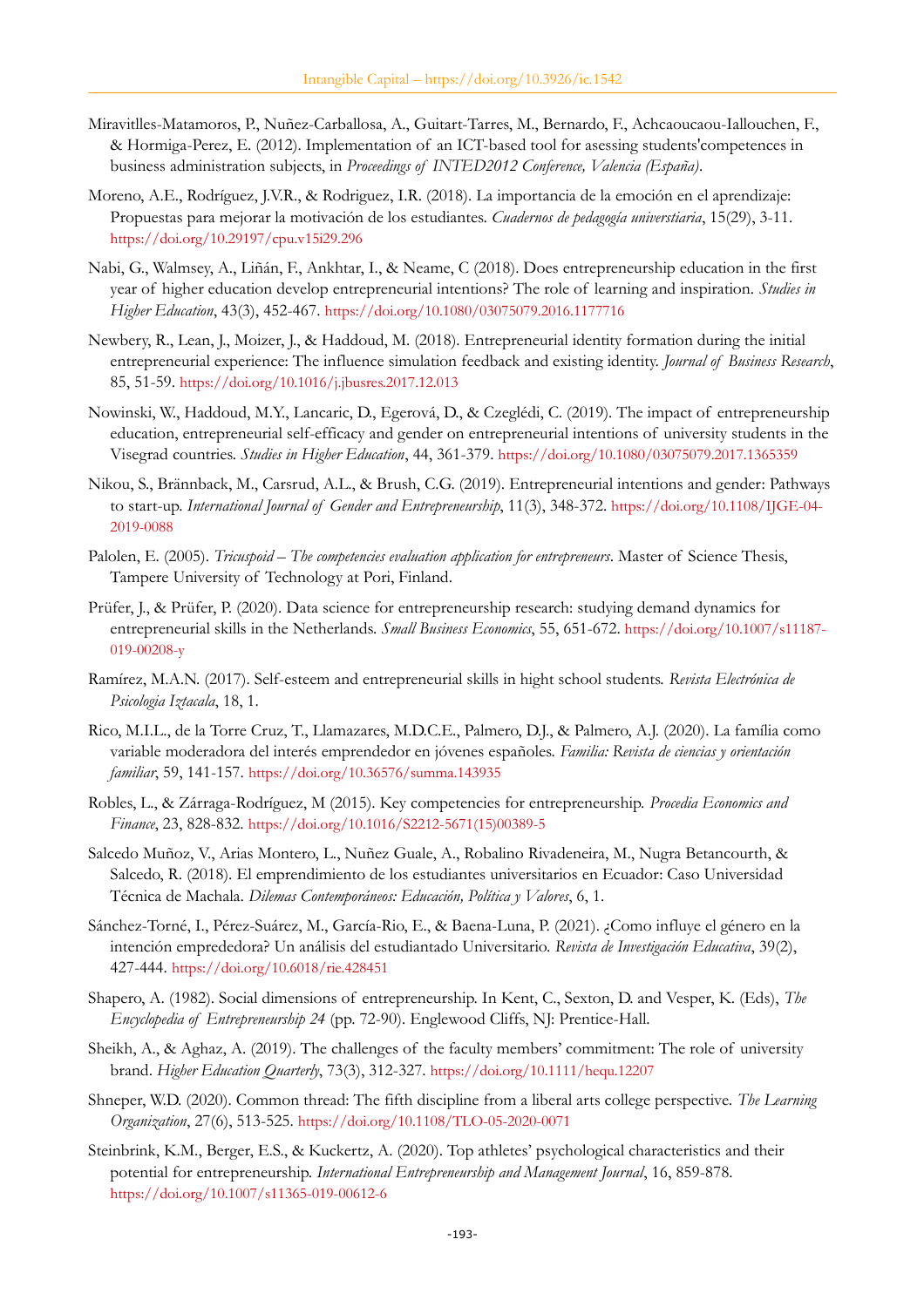Miravitlles-Matamoros, P., Nuñez-Carballosa, A., Guitart-Tarres, M., Bernardo, F., Achcaoucaou-Iallouchen, F., & Hormiga-Perez, E. (2012). Implementation of an ICT-based tool for asessing students'competences in business administration subjects, in *Proceedings of INTED2012 Conference, Valencia (España)*.

Moreno, A.E., Rodríguez, J.V.R., & Rodriguez, I.R. (2018). La importancia de la emoción en el aprendizaje: Propuestas para mejorar la motivación de los estudiantes. *Cuadernos de pedagogía universtiaria*, 15(29), 3-11. https://doi.org/10.29197/cpu.v15i29.296

Nabi, G., Walmsey, A., Liñán, F., Ankhtar, I., & Neame, C (2018). Does entrepreneurship education in the first year of higher education develop entrepreneurial intentions? The role of learning and inspiration. *Studies in Higher Education*, 43(3), 452-467. https://doi.org/10.1080/03075079.2016.1177716

Newbery, R., Lean, J., Moizer, J., & Haddoud, M. (2018). Entrepreneurial identity formation during the initial entrepreneurial experience: The influence simulation feedback and existing identity. *Journal of Business Research*, 85, 51-59. https://doi.org/10.1016/j.jbusres.2017.12.013

Nowinski, W., Haddoud, M.Y., Lancaric, D., Egerová, D., & Czeglédi, C. (2019). The impact of entrepreneurship education, entrepreneurial self-efficacy and gender on entrepreneurial intentions of university students in the Visegrad countries. *Studies in Higher Education*, 44, 361-379. https://doi.org/10.1080/03075079.2017.1365359

Nikou, S., Brännback, M., Carsrud, A.L., & Brush, C.G. (2019). Entrepreneurial intentions and gender: Pathways to start-up. *International Journal of Gender and Entrepreneurship*, 11(3), 348-372. https://doi.org/10.1108/IJGE-04-2019-0088

Palolen, E. (2005). *Tricuspoid – The competencies evaluation application for entrepreneurs*. Master of Science Thesis, Tampere University of Technology at Pori, Finland.

Prüfer, J., & Prüfer, P. (2020). Data science for entrepreneurship research: studying demand dynamics for entrepreneurial skills in the Netherlands. *Small Business Economics*, 55, 651-672. https://doi.org/10.1007/s11187-019-00208-y

Ramírez, M.A.N. (2017). Self-esteem and entrepreneurial skills in hight school students. *Revista Electrónica de Psicologia Iztacala*, 18, 1.

Rico, M.I.L., de la Torre Cruz, T., Llamazares, M.D.C.E., Palmero, D.J., & Palmero, A.J. (2020). La família como variable moderadora del interés emprendedor en jóvenes españoles. *Familia: Revista de ciencias y orientación familiar*, 59, 141-157. https://doi.org/10.36576/summa.143935

Robles, L., & Zárraga-Rodríguez, M (2015). Key competencies for entrepreneurship. *Procedia Economics and Finance*, 23, 828-832. https://doi.org/10.1016/S2212-5671(15)00389-5

Salcedo Muñoz, V., Arias Montero, L., Nuñez Guale, A., Robalino Rivadeneira, M., Nugra Betancourth, & Salcedo, R. (2018). El emprendimiento de los estudiantes universitarios en Ecuador: Caso Universidad Técnica de Machala. *Dilemas Contemporáneos: Educación, Política y Valores*, 6, 1.

Sánchez-Torné, I., Pérez-Suárez, M., García-Rio, E., & Baena-Luna, P. (2021). ¿Como influye el género en la intención emprededora? Un análisis del estudiantado Universitario. *Revista de Investigación Educativa*, 39(2), 427-444. https://doi.org/10.6018/rie.428451

Shapero, A. (1982). Social dimensions of entrepreneurship. In Kent, C., Sexton, D. and Vesper, K. (Eds), *The Encyclopedia of Entrepreneurship 24* (pp. 72-90). Englewood Cliffs, NJ: Prentice-Hall.

Sheikh, A., & Aghaz, A. (2019). The challenges of the faculty members' commitment: The role of university brand. *Higher Education Quarterly*, 73(3), 312-327. https://doi.org/10.1111/hequ.12207

Shneper, W.D. (2020). Common thread: The fifth discipline from a liberal arts college perspective. *The Learning Organization*, 27(6), 513-525. https://doi.org/10.1108/TLO-05-2020-0071

Steinbrink, K.M., Berger, E.S., & Kuckertz, A. (2020). Top athletes' psychological characteristics and their potential for entrepreneurship. *International Entrepreneurship and Management Journal*, 16, 859-878. https://doi.org/10.1007/s11365-019-00612-6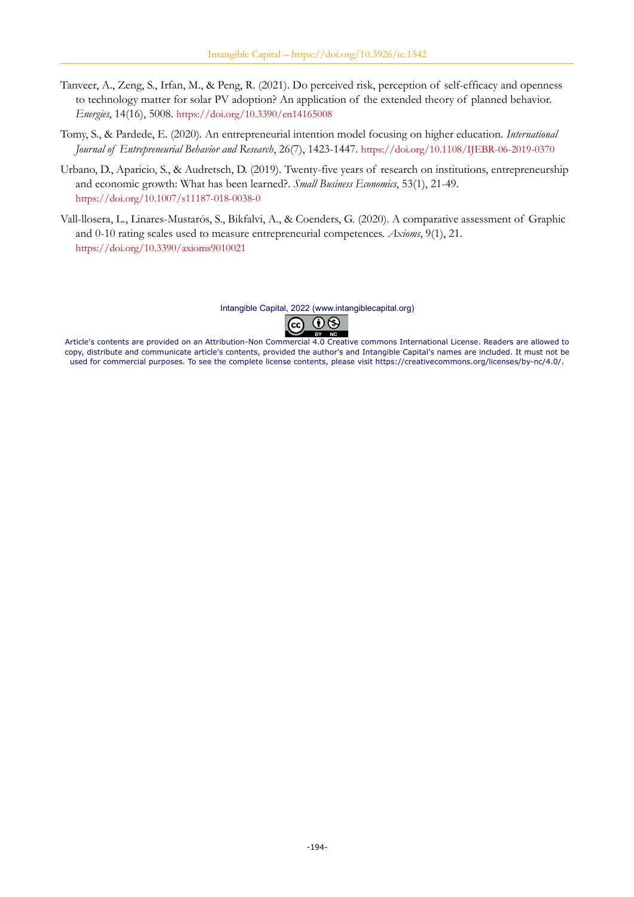Tanveer, A., Zeng, S., Irfan, M., & Peng, R. (2021). Do perceived risk, perception of self-efficacy and openness to technology matter for solar PV adoption? An application of the extended theory of planned behavior. *Energies*, 14(16), 5008. https://doi.org/10.3390/en14165008

Tomy, S., & Pardede, E. (2020). An entrepreneurial intention model focusing on higher education. *International Journal of Entrepreneurial Behavior and Research*, 26(7), 1423-1447. https://doi.org/10.1108/IJEBR-06-2019-0370

Urbano, D., Aparicio, S., & Audretsch, D. (2019). Twenty-five years of research on institutions, entrepreneurship and economic growth: What has been learned?. *Small Business Economics*, 53(1), 21-49. https://doi.org/10.1007/s11187-018-0038-0

Vall-llosera, L., Linares-Mustarós, S., Bikfalvi, A., & Coenders, G. (2020). A comparative assessment of Graphic and 0-10 rating scales used to measure entrepreneurial competences. *Axioms*, 9(1), 21. https://doi.org/10.3390/axioms9010021

Intangible Capital, 2022 (www.intangiblecapital.org)

Article's contents are provided on an Attribution-Non Commercial 4.0 Creative commons International License. Readers are allowed to copy, distribute and communicate article's contents, provided the author's and Intangible Capital's names are included. It must not be used for commercial purposes. To see the complete license contents, please visit https://creativecommons.org/licenses/by-nc/4.0/.